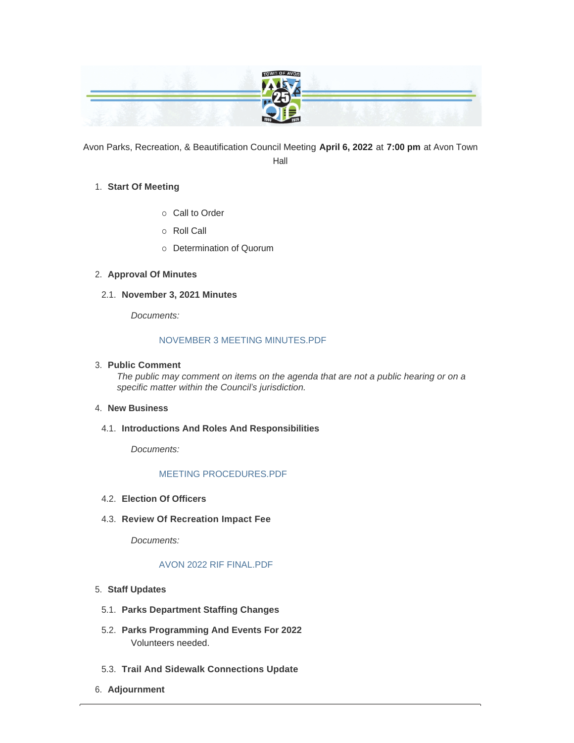Avon Parks, Recreation, & Beautification Council Meeting **April 6, 2022** at **7:00 pm** at Avon Town Hall

1. **Start Of Meeting**
   - Call to Order
   - Roll Call
   - Determination of Quorum

2. **Approval Of Minutes**

   2.1. **November 3, 2021 Minutes**

   *Documents:*

   NOVEMBER 3 MEETING MINUTES.PDF

3. **Public Comment**

   *The public may comment on items on the agenda that are not a public hearing or on a specific matter within the Council's jurisdiction.*

4. **New Business**

   4.1. **Introductions And Roles And Responsibilities**

   *Documents:*

   MEETING PROCEDURES.PDF

   4.2. **Election Of Officers**

   4.3. **Review Of Recreation Impact Fee**

   *Documents:*

   AVON 2022 RIF FINAL.PDF

5. **Staff Updates**

   5.1. **Parks Department Staffing Changes**

   5.2. **Parks Programming And Events For 2022**

   Volunteers needed.

   5.3. **Trail And Sidewalk Connections Update**

6. **Adjournment**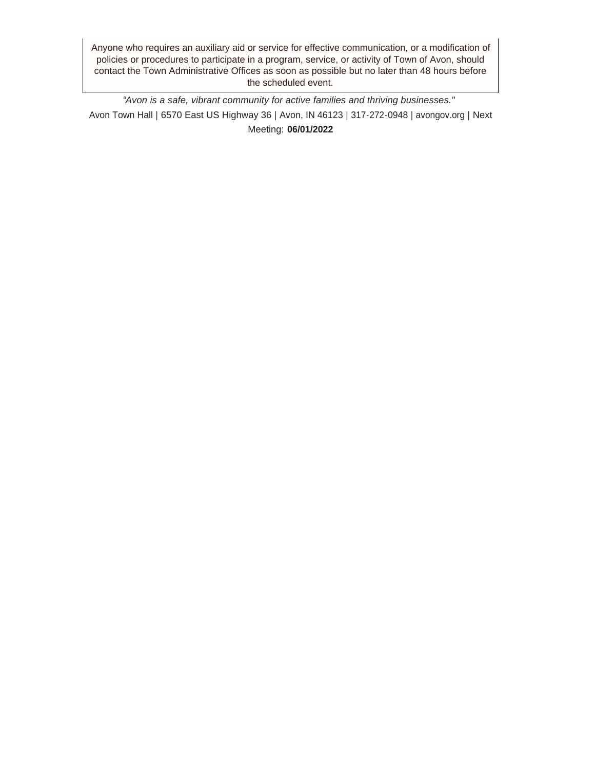Anyone who requires an auxiliary aid or service for effective communication, or a modification of policies or procedures to participate in a program, service, or activity of Town of Avon, should contact the Town Administrative Offices as soon as possible but no later than 48 hours before the scheduled event.

*"Avon is a safe, vibrant community for active families and thriving businesses."*

Avon Town Hall | 6570 East US Highway 36 | Avon, IN 46123 | 317-272-0948 | avongov.org | Next Meeting: **06/01/2022**